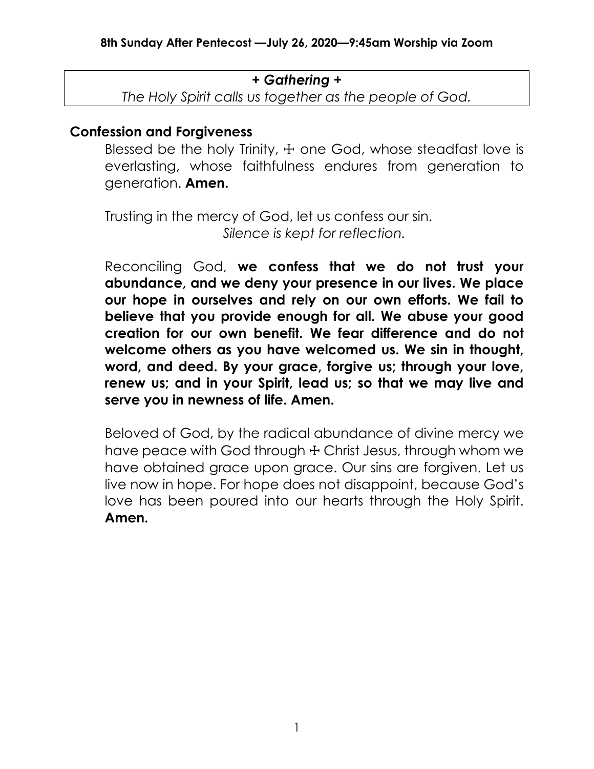**8th Sunday After Pentecost —July 26, 2020—9:45am Worship via Zoom**

***+ Gathering +***

*The Holy Spirit calls us together as the people of God.*

## Confession and Forgiveness

Blessed be the holy Trinity, ☩ one God, whose steadfast love is everlasting, whose faithfulness endures from generation to generation. **Amen.**

Trusting in the mercy of God, let us confess our sin.

*Silence is kept for reflection.*

Reconciling God, **we confess that we do not trust your abundance, and we deny your presence in our lives. We place our hope in ourselves and rely on our own efforts. We fail to believe that you provide enough for all. We abuse your good creation for our own benefit. We fear difference and do not welcome others as you have welcomed us. We sin in thought, word, and deed. By your grace, forgive us; through your love, renew us; and in your Spirit, lead us; so that we may live and serve you in newness of life. Amen.**

Beloved of God, by the radical abundance of divine mercy we have peace with God through ☩ Christ Jesus, through whom we have obtained grace upon grace. Our sins are forgiven. Let us live now in hope. For hope does not disappoint, because God's love has been poured into our hearts through the Holy Spirit. **Amen.**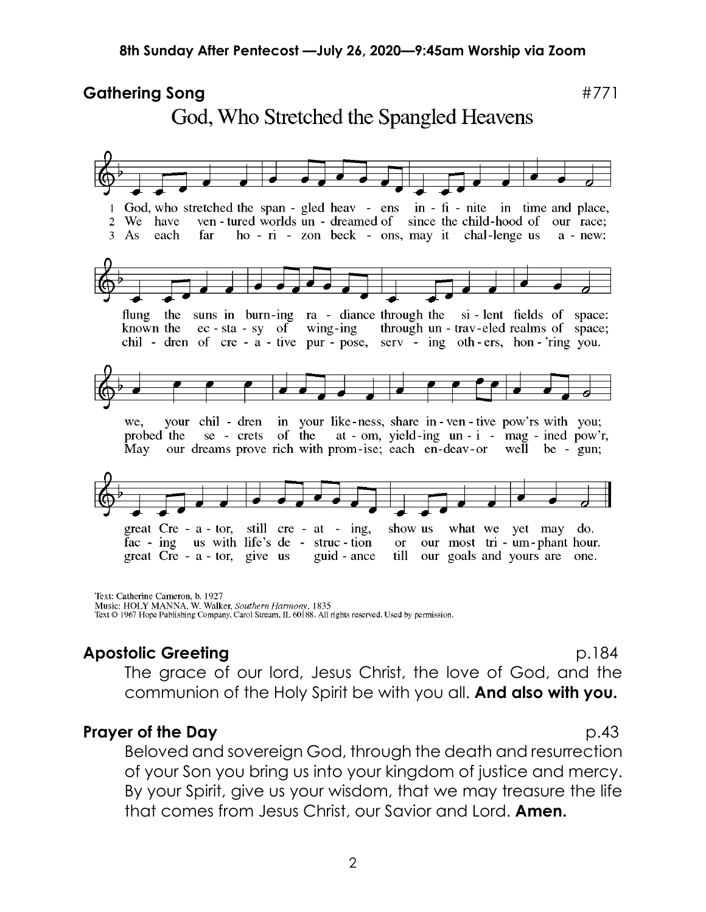## Gathering Song #771

### God, Who Stretched the Spangled Heavens

1 God, who stretched the span - gled heav - ens in - fi - nite in time and place,
flung the suns in burn-ing ra - diance through the si - lent fields of space:
we, your chil - dren in your like-ness, share in - ven - tive pow'rs with you;
great Cre - a - tor, still cre - at - ing, show us what we yet may do.

2 We have ven - tured worlds un - dreamed of since the child-hood of our race;
known the ec - sta - sy of wing-ing through un - trav-eled realms of space;
probed the se - crets of the at - om, yield-ing un - i - mag - ined pow'r,
fac - ing us with life's de - struc - tion or our most tri - um-phant hour.

3 As each far ho - ri - zon beck - ons, may it chal-lenge us a - new:
chil - dren of cre - a - tive pur - pose, serv - ing oth - ers, hon - 'ring you.
May our dreams prove rich with prom-ise; each en-deav-or well be - gun;
great Cre - a - tor, give us guid - ance till our goals and yours are one.

Text: Catherine Cameron, b. 1927
Music: HOLY MANNA, W. Walker, *Southern Harmony*, 1835
Text © 1967 Hope Publishing Company, Carol Stream, IL 60188. All rights reserved. Used by permission.

## Apostolic Greeting p.184

The grace of our lord, Jesus Christ, the love of God, and the communion of the Holy Spirit be with you all. **And also with you.**

## Prayer of the Day p.43

Beloved and sovereign God, through the death and resurrection of your Son you bring us into your kingdom of justice and mercy. By your Spirit, give us your wisdom, that we may treasure the life that comes from Jesus Christ, our Savior and Lord. **Amen.**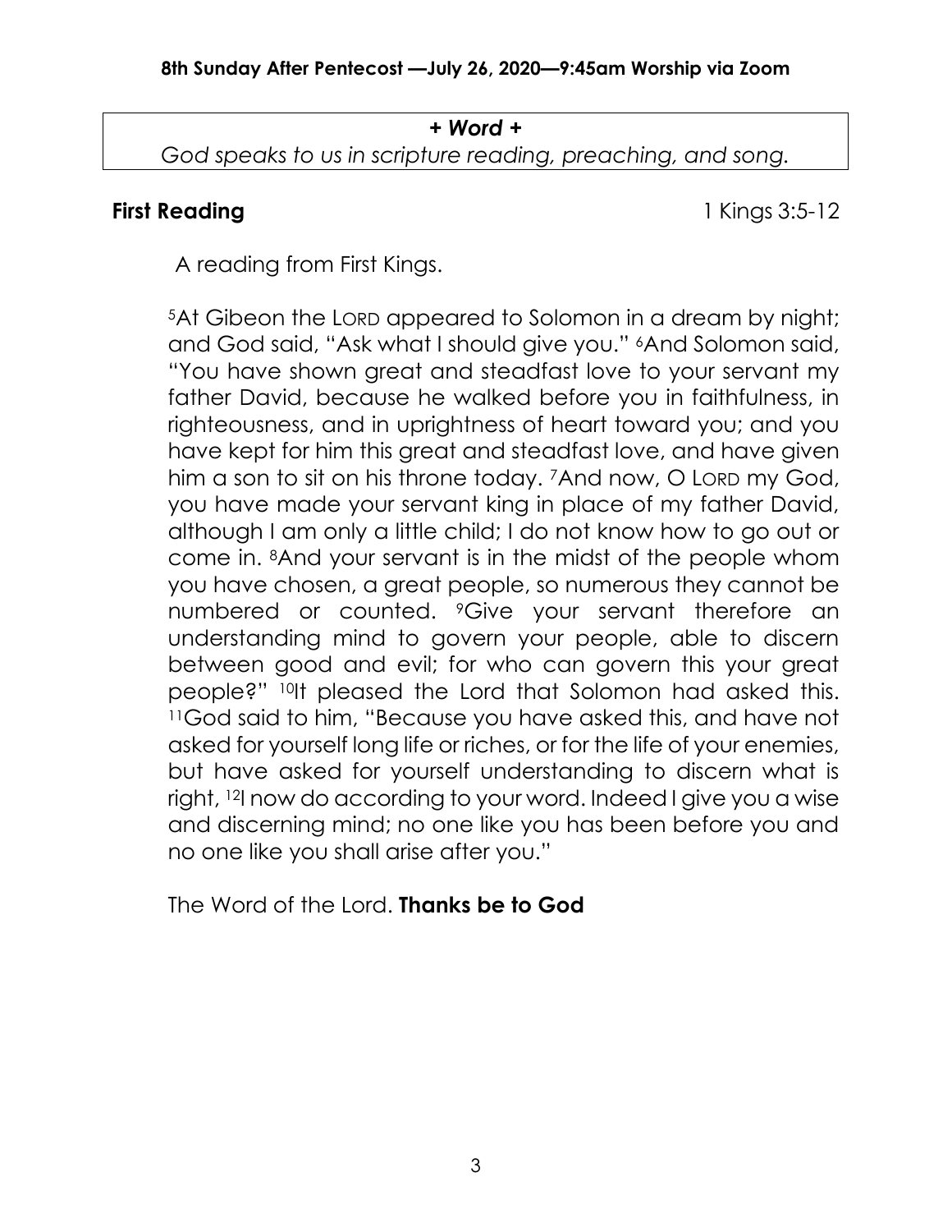*+ Word +*

*God speaks to us in scripture reading, preaching, and song.*

**First Reading** 1 Kings 3:5-12

A reading from First Kings.

[5]At Gibeon the LORD appeared to Solomon in a dream by night; and God said, "Ask what I should give you." [6]And Solomon said, "You have shown great and steadfast love to your servant my father David, because he walked before you in faithfulness, in righteousness, and in uprightness of heart toward you; and you have kept for him this great and steadfast love, and have given him a son to sit on his throne today. [7]And now, O LORD my God, you have made your servant king in place of my father David, although I am only a little child; I do not know how to go out or come in. [8]And your servant is in the midst of the people whom you have chosen, a great people, so numerous they cannot be numbered or counted. [9]Give your servant therefore an understanding mind to govern your people, able to discern between good and evil; for who can govern this your great people?" [10]It pleased the Lord that Solomon had asked this. [11]God said to him, "Because you have asked this, and have not asked for yourself long life or riches, or for the life of your enemies, but have asked for yourself understanding to discern what is right, [12]I now do according to your word. Indeed I give you a wise and discerning mind; no one like you has been before you and no one like you shall arise after you."

The Word of the Lord. **Thanks be to God**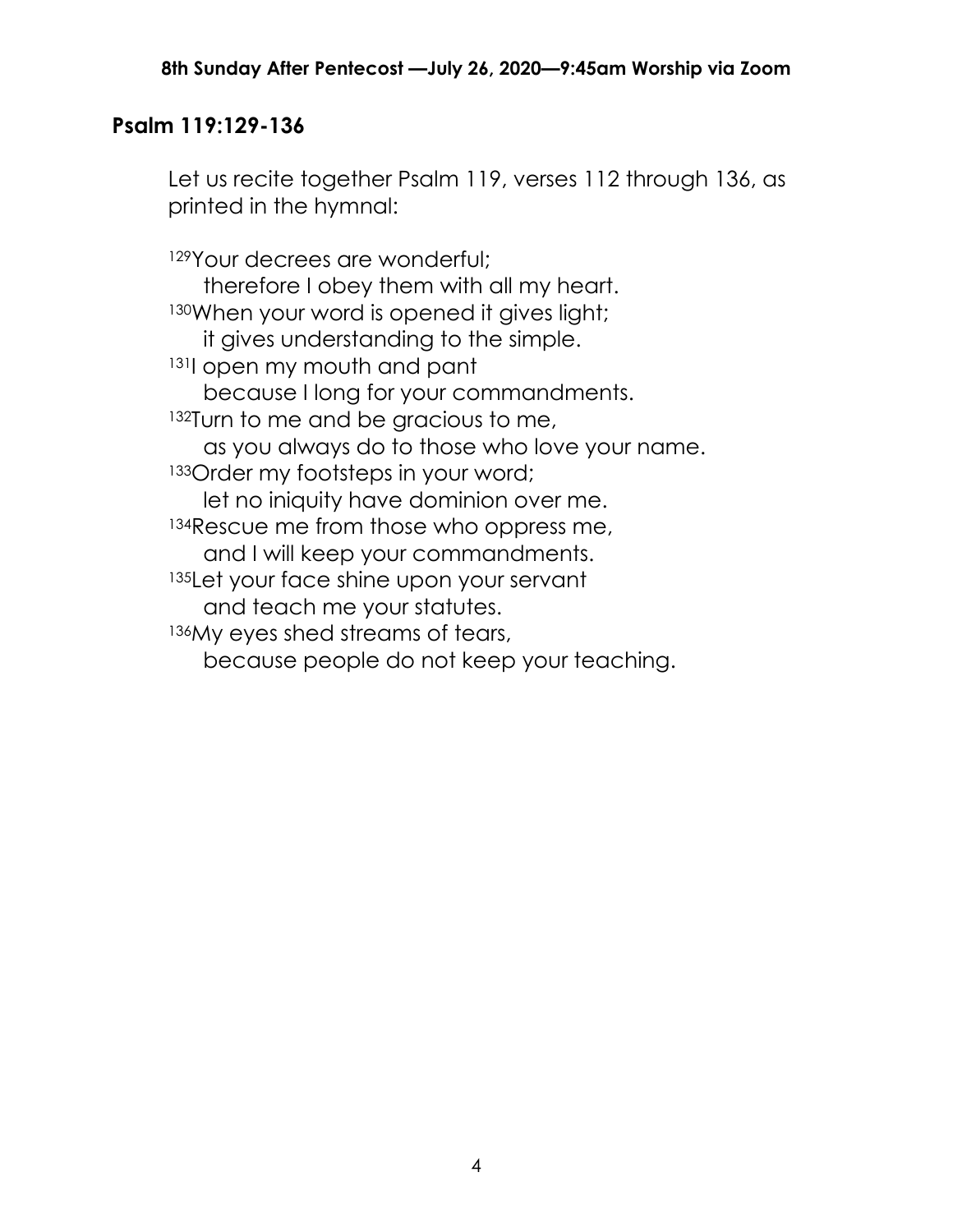## Psalm 119:129-136

Let us recite together Psalm 119, verses 112 through 136, as printed in the hymnal:

[129]Your decrees are wonderful;
 therefore I obey them with all my heart.
[130]When your word is opened it gives light;
 it gives understanding to the simple.
[131]I open my mouth and pant
 because I long for your commandments.
[132]Turn to me and be gracious to me,
 as you always do to those who love your name.
[133]Order my footsteps in your word;
 let no iniquity have dominion over me.
[134]Rescue me from those who oppress me,
 and I will keep your commandments.
[135]Let your face shine upon your servant
 and teach me your statutes.
[136]My eyes shed streams of tears,
 because people do not keep your teaching.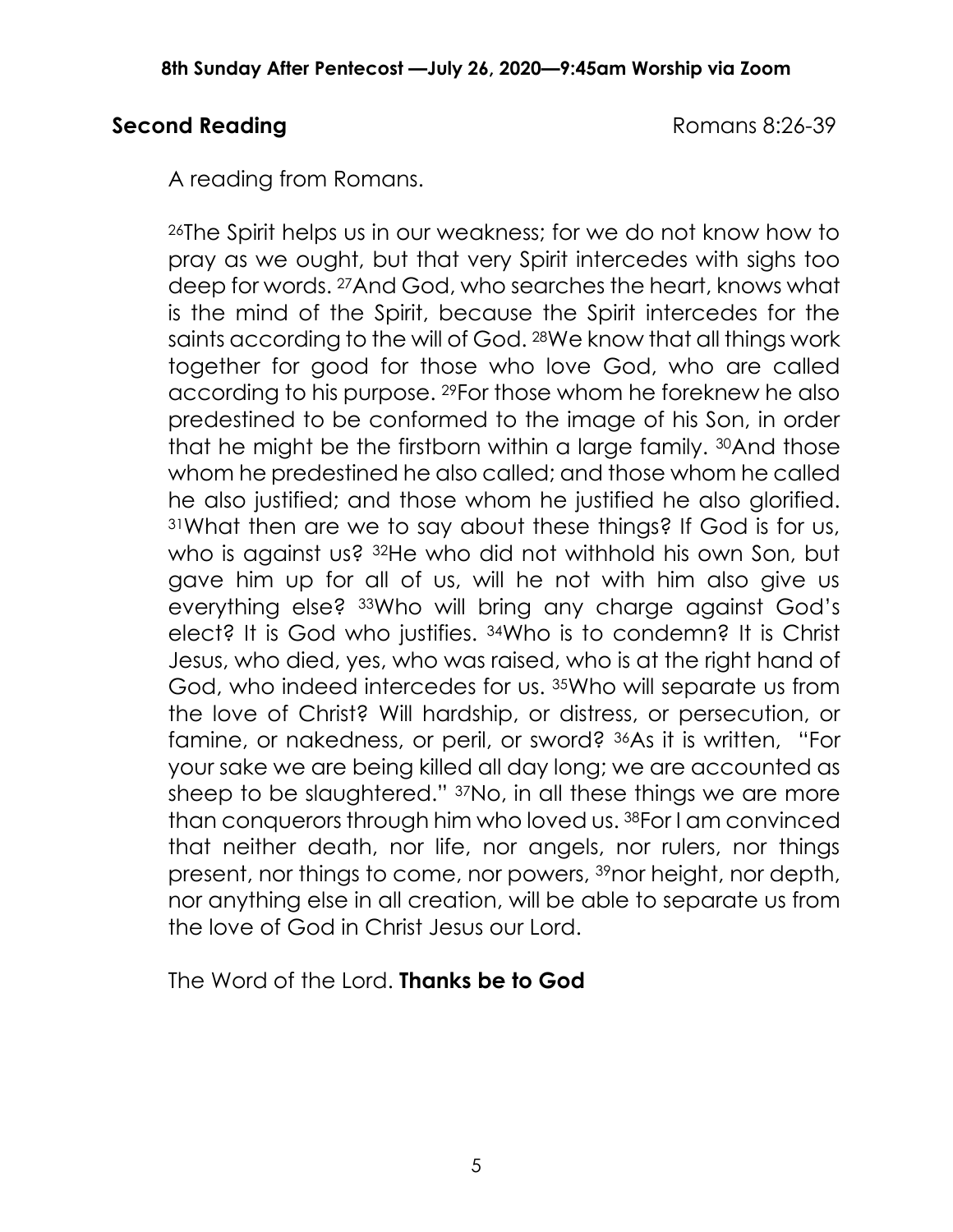**Second Reading** Romans 8:26-39

A reading from Romans.

[26]The Spirit helps us in our weakness; for we do not know how to pray as we ought, but that very Spirit intercedes with sighs too deep for words. [27]And God, who searches the heart, knows what is the mind of the Spirit, because the Spirit intercedes for the saints according to the will of God. [28]We know that all things work together for good for those who love God, who are called according to his purpose. [29]For those whom he foreknew he also predestined to be conformed to the image of his Son, in order that he might be the firstborn within a large family. [30]And those whom he predestined he also called; and those whom he called he also justified; and those whom he justified he also glorified. [31]What then are we to say about these things? If God is for us, who is against us? [32]He who did not withhold his own Son, but gave him up for all of us, will he not with him also give us everything else? [33]Who will bring any charge against God's elect? It is God who justifies. [34]Who is to condemn? It is Christ Jesus, who died, yes, who was raised, who is at the right hand of God, who indeed intercedes for us. [35]Who will separate us from the love of Christ? Will hardship, or distress, or persecution, or famine, or nakedness, or peril, or sword? [36]As it is written, "For your sake we are being killed all day long; we are accounted as sheep to be slaughtered." [37]No, in all these things we are more than conquerors through him who loved us. [38]For I am convinced that neither death, nor life, nor angels, nor rulers, nor things present, nor things to come, nor powers, [39]nor height, nor depth, nor anything else in all creation, will be able to separate us from the love of God in Christ Jesus our Lord.

The Word of the Lord. **Thanks be to God**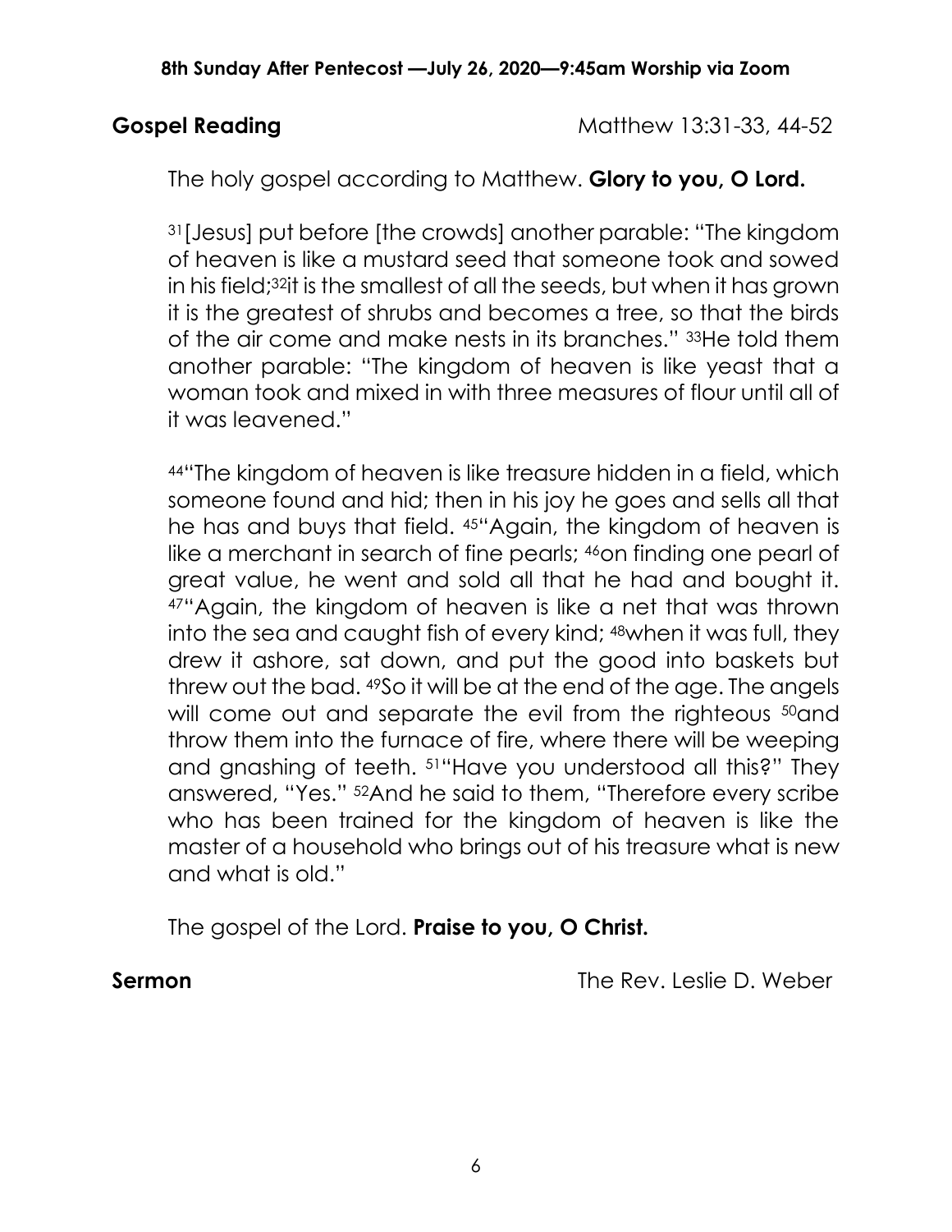**Gospel Reading** Matthew 13:31-33, 44-52

The holy gospel according to Matthew. **Glory to you, O Lord.**

[31] [Jesus] put before [the crowds] another parable: "The kingdom of heaven is like a mustard seed that someone took and sowed in his field;[32] it is the smallest of all the seeds, but when it has grown it is the greatest of shrubs and becomes a tree, so that the birds of the air come and make nests in its branches." [33] He told them another parable: "The kingdom of heaven is like yeast that a woman took and mixed in with three measures of flour until all of it was leavened."

[44] "The kingdom of heaven is like treasure hidden in a field, which someone found and hid; then in his joy he goes and sells all that he has and buys that field. [45] "Again, the kingdom of heaven is like a merchant in search of fine pearls; [46] on finding one pearl of great value, he went and sold all that he had and bought it. [47] "Again, the kingdom of heaven is like a net that was thrown into the sea and caught fish of every kind; [48] when it was full, they drew it ashore, sat down, and put the good into baskets but threw out the bad. [49] So it will be at the end of the age. The angels will come out and separate the evil from the righteous [50] and throw them into the furnace of fire, where there will be weeping and gnashing of teeth. [51] "Have you understood all this?" They answered, "Yes." [52] And he said to them, "Therefore every scribe who has been trained for the kingdom of heaven is like the master of a household who brings out of his treasure what is new and what is old."

The gospel of the Lord. **Praise to you, O Christ.**

**Sermon** The Rev. Leslie D. Weber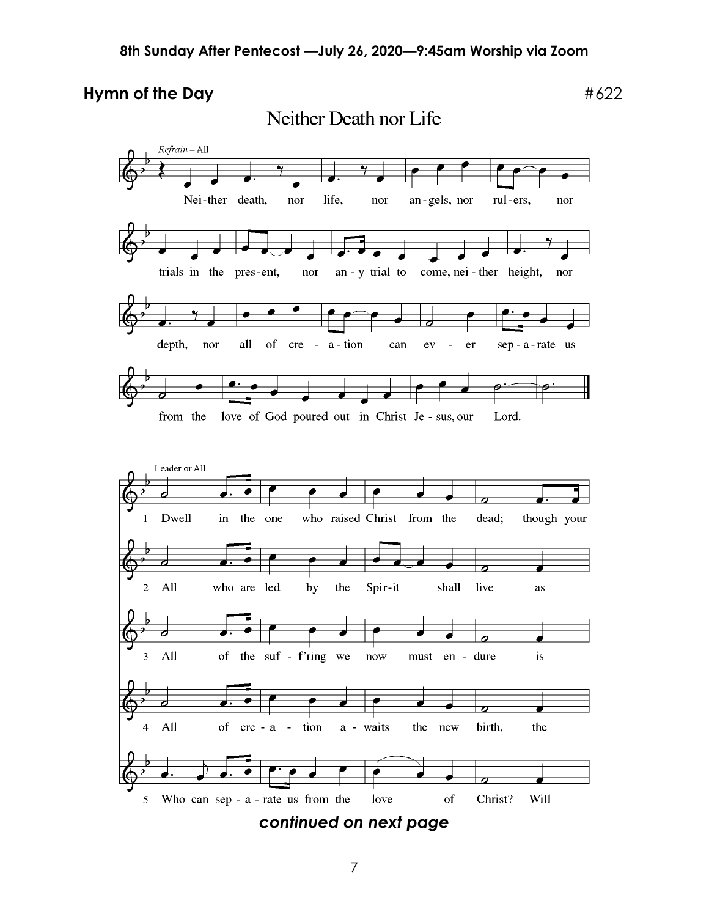## Hymn of the Day

#622

### Neither Death nor Life

*Refrain – All*

Nei-ther death, nor life, nor an-gels, nor rul-ers, nor trials in the pres-ent, nor an-y trial to come, nei-ther height, nor depth, nor all of cre-a-tion can ev-er sep-a-rate us from the love of God poured out in Christ Je-sus, our Lord.

Leader or All

1 Dwell in the one who raised Christ from the dead; though your

2 All who are led by the Spir-it shall live as

3 All of the suf-f'ring we now must en-dure is

4 All of cre-a-tion a-waits the new birth, the

5 Who can sep-a-rate us from the love of Christ? Will

***continued on next page***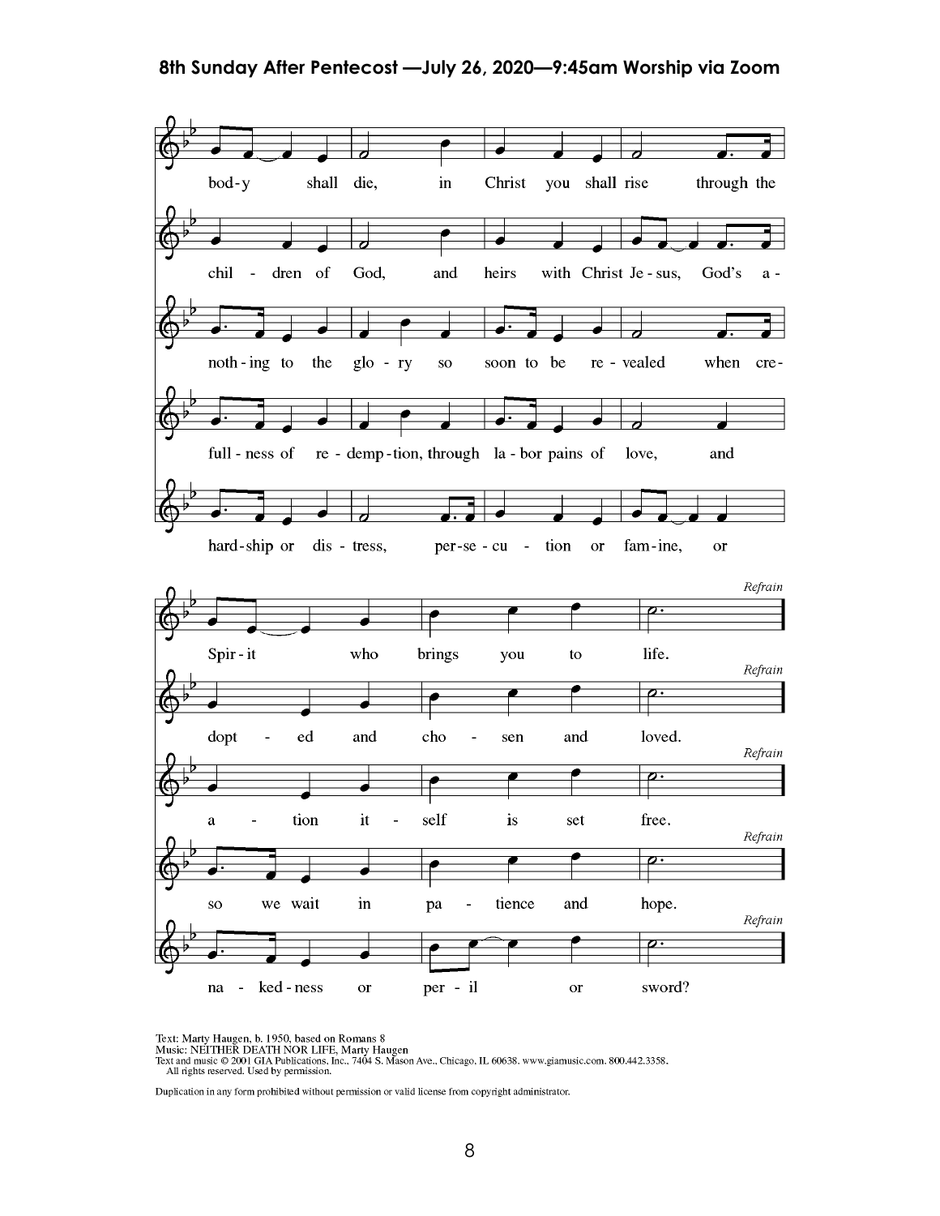### 8th Sunday After Pentecost —July 26, 2020—9:45am Worship via Zoom

bod-y shall die, in Christ you shall rise through the Spir-it who brings you to life. *Refrain*

chil - dren of God, and heirs with Christ Je-sus, God's a - dopt - ed and cho - sen and loved. *Refrain*

noth-ing to the glo-ry so soon to be re-vealed when cre- a - tion it - self is set free. *Refrain*

full-ness of re-demp-tion, through la-bor pains of love, and so we wait in pa - tience and hope. *Refrain*

hard-ship or dis-tress, per-se-cu - tion or fam-ine, or na - ked-ness or per - il or sword? *Refrain*

Text: Marty Haugen, b. 1950, based on Romans 8
Music: NEITHER DEATH NOR LIFE, Marty Haugen
Text and music © 2001 GIA Publications, Inc., 7404 S. Mason Ave., Chicago, IL 60638. www.giamusic.com. 800.442.3358.
All rights reserved. Used by permission.

Duplication in any form prohibited without permission or valid license from copyright administrator.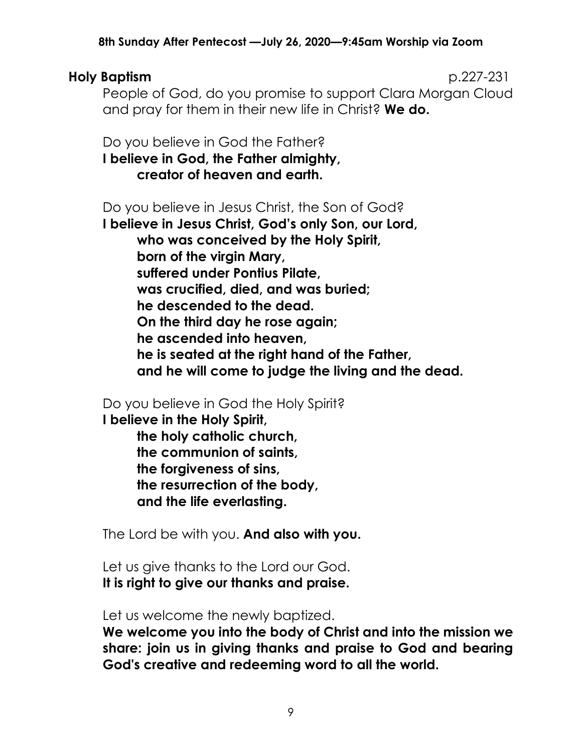**Holy Baptism** p.227-231

People of God, do you promise to support Clara Morgan Cloud and pray for them in their new life in Christ? **We do.**

Do you believe in God the Father?
**I believe in God, the Father almighty,**
**creator of heaven and earth.**

Do you believe in Jesus Christ, the Son of God?
**I believe in Jesus Christ, God's only Son, our Lord,**
**who was conceived by the Holy Spirit,**
**born of the virgin Mary,**
**suffered under Pontius Pilate,**
**was crucified, died, and was buried;**
**he descended to the dead.**
**On the third day he rose again;**
**he ascended into heaven,**
**he is seated at the right hand of the Father,**
**and he will come to judge the living and the dead.**

Do you believe in God the Holy Spirit?
**I believe in the Holy Spirit,**
**the holy catholic church,**
**the communion of saints,**
**the forgiveness of sins,**
**the resurrection of the body,**
**and the life everlasting.**

The Lord be with you. **And also with you.**

Let us give thanks to the Lord our God.
**It is right to give our thanks and praise.**

Let us welcome the newly baptized.
**We welcome you into the body of Christ and into the mission we share: join us in giving thanks and praise to God and bearing God's creative and redeeming word to all the world.**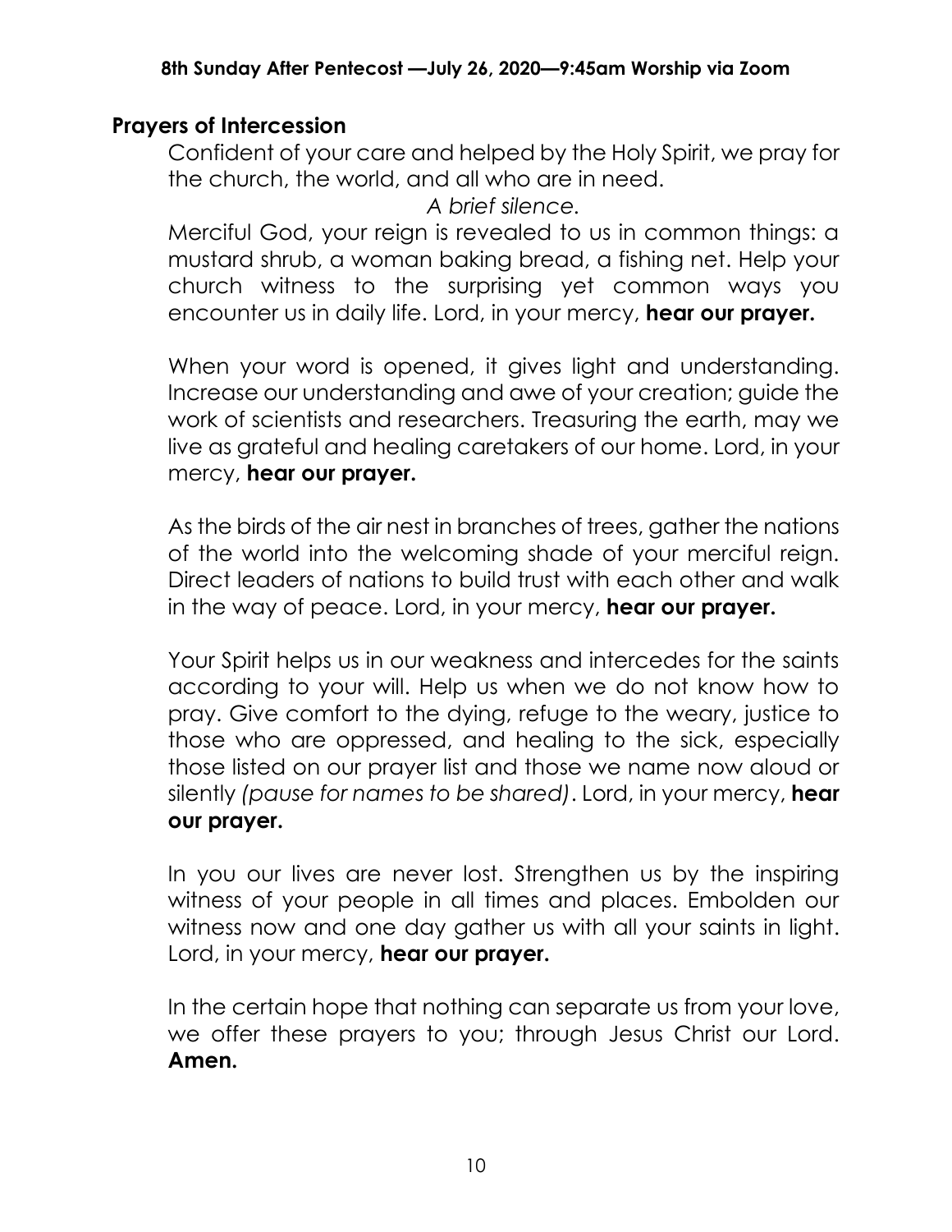## Prayers of Intercession

Confident of your care and helped by the Holy Spirit, we pray for the church, the world, and all who are in need.

*A brief silence.*

Merciful God, your reign is revealed to us in common things: a mustard shrub, a woman baking bread, a fishing net. Help your church witness to the surprising yet common ways you encounter us in daily life. Lord, in your mercy, **hear our prayer.**

When your word is opened, it gives light and understanding. Increase our understanding and awe of your creation; guide the work of scientists and researchers. Treasuring the earth, may we live as grateful and healing caretakers of our home. Lord, in your mercy, **hear our prayer.**

As the birds of the air nest in branches of trees, gather the nations of the world into the welcoming shade of your merciful reign. Direct leaders of nations to build trust with each other and walk in the way of peace. Lord, in your mercy, **hear our prayer.**

Your Spirit helps us in our weakness and intercedes for the saints according to your will. Help us when we do not know how to pray. Give comfort to the dying, refuge to the weary, justice to those who are oppressed, and healing to the sick, especially those listed on our prayer list and those we name now aloud or silently *(pause for names to be shared)*. Lord, in your mercy, **hear our prayer.**

In you our lives are never lost. Strengthen us by the inspiring witness of your people in all times and places. Embolden our witness now and one day gather us with all your saints in light. Lord, in your mercy, **hear our prayer.**

In the certain hope that nothing can separate us from your love, we offer these prayers to you; through Jesus Christ our Lord. **Amen.**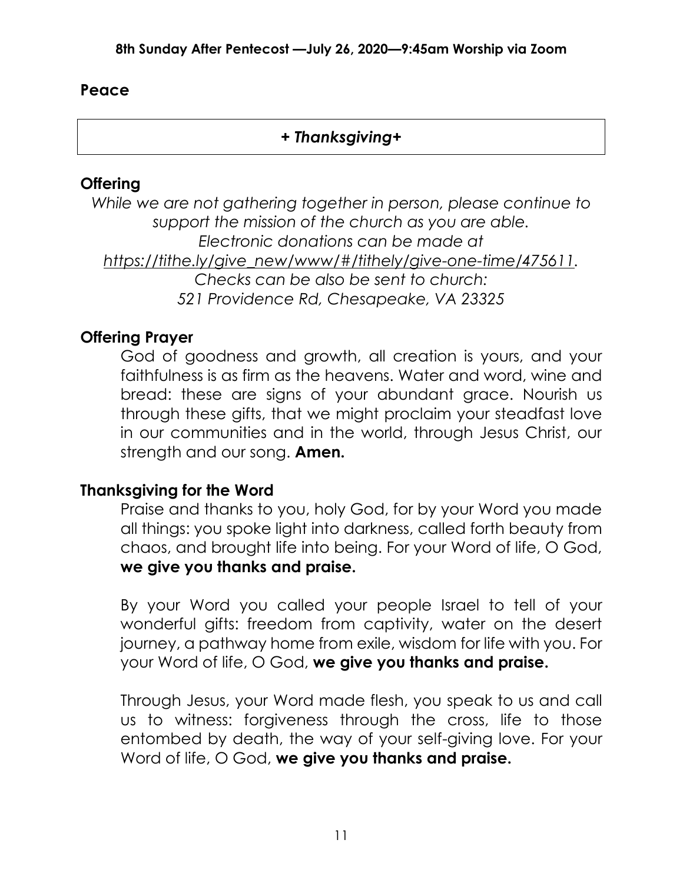## Peace

*+ Thanksgiving+*

## Offering

*While we are not gathering together in person, please continue to support the mission of the church as you are able. Electronic donations can be made at https://tithe.ly/give_new/www/#/tithely/give-one-time/475611. Checks can be also be sent to church: 521 Providence Rd, Chesapeake, VA 23325*

## Offering Prayer

God of goodness and growth, all creation is yours, and your faithfulness is as firm as the heavens. Water and word, wine and bread: these are signs of your abundant grace. Nourish us through these gifts, that we might proclaim your steadfast love in our communities and in the world, through Jesus Christ, our strength and our song. **Amen.**

## Thanksgiving for the Word

Praise and thanks to you, holy God, for by your Word you made all things: you spoke light into darkness, called forth beauty from chaos, and brought life into being. For your Word of life, O God, **we give you thanks and praise.**

By your Word you called your people Israel to tell of your wonderful gifts: freedom from captivity, water on the desert journey, a pathway home from exile, wisdom for life with you. For your Word of life, O God, **we give you thanks and praise.**

Through Jesus, your Word made flesh, you speak to us and call us to witness: forgiveness through the cross, life to those entombed by death, the way of your self-giving love. For your Word of life, O God, **we give you thanks and praise.**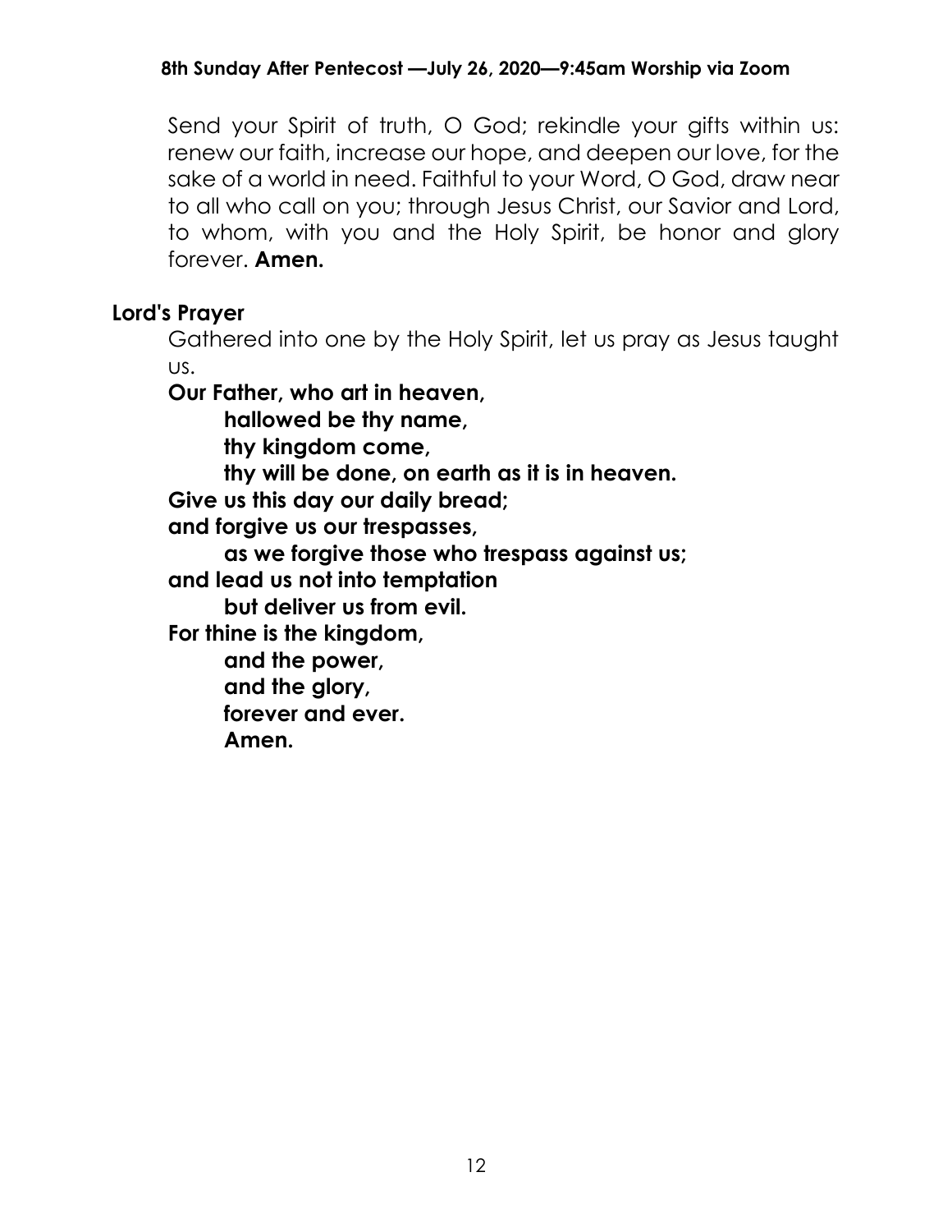Send your Spirit of truth, O God; rekindle your gifts within us: renew our faith, increase our hope, and deepen our love, for the sake of a world in need. Faithful to your Word, O God, draw near to all who call on you; through Jesus Christ, our Savior and Lord, to whom, with you and the Holy Spirit, be honor and glory forever. **Amen.**

## Lord's Prayer

Gathered into one by the Holy Spirit, let us pray as Jesus taught us.

**Our Father, who art in heaven,**
**hallowed be thy name,**
**thy kingdom come,**
**thy will be done, on earth as it is in heaven.**
**Give us this day our daily bread;**
**and forgive us our trespasses,**
**as we forgive those who trespass against us;**
**and lead us not into temptation**
**but deliver us from evil.**
**For thine is the kingdom,**
**and the power,**
**and the glory,**
**forever and ever.**
**Amen.**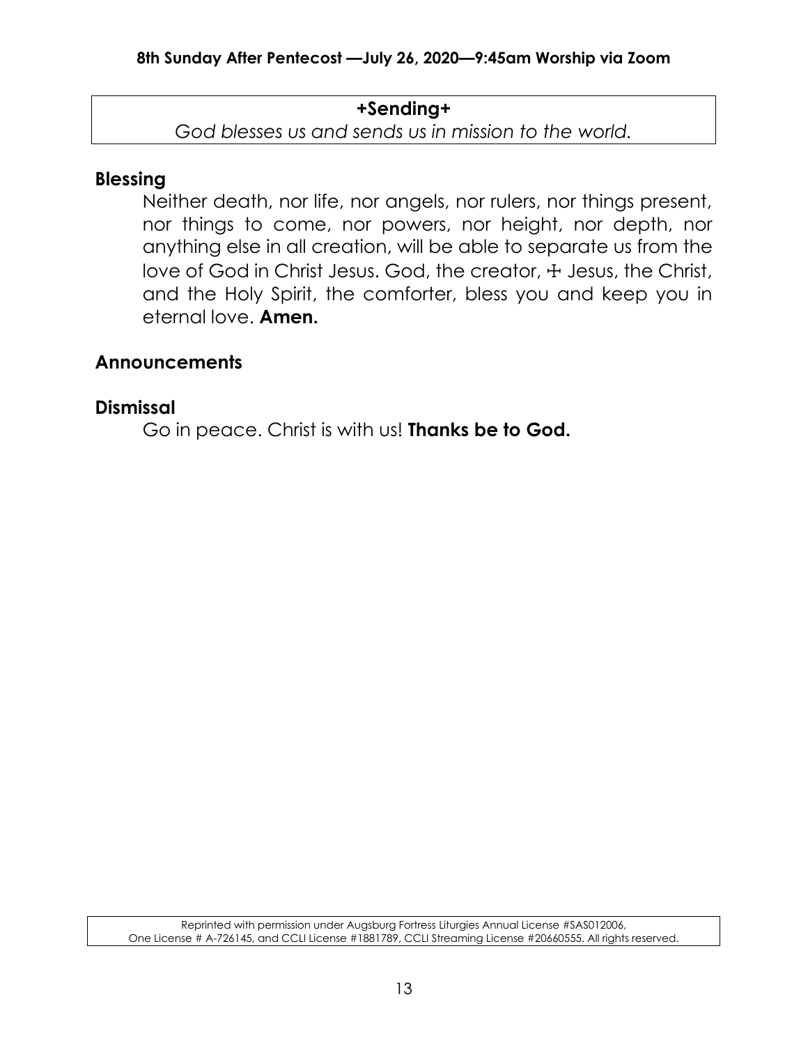**+Sending+**

*God blesses us and sends us in mission to the world.*

## Blessing

Neither death, nor life, nor angels, nor rulers, nor things present, nor things to come, nor powers, nor height, nor depth, nor anything else in all creation, will be able to separate us from the love of God in Christ Jesus. God, the creator, ☩ Jesus, the Christ, and the Holy Spirit, the comforter, bless you and keep you in eternal love. **Amen.**

## Announcements

## Dismissal

Go in peace. Christ is with us! **Thanks be to God.**

Reprinted with permission under Augsburg Fortress Liturgies Annual License #SAS012006, One License # A-726145, and CCLI License #1881789, CCLI Streaming License #20660555. All rights reserved.